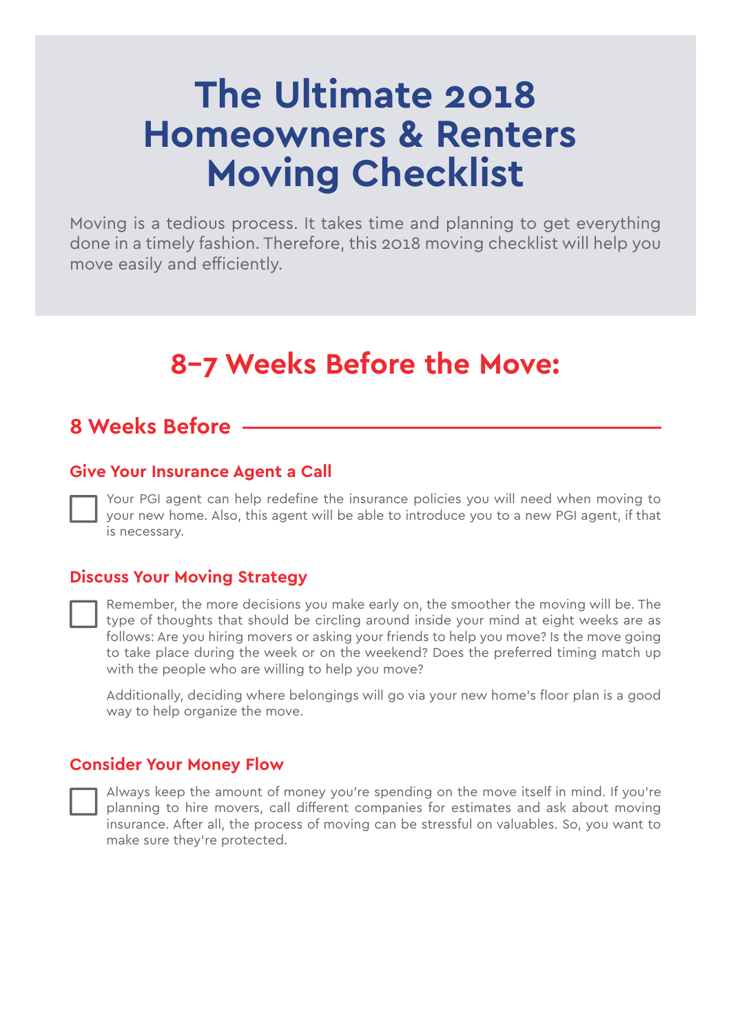# The Ultimate 2018 Homeowners & Renters Moving Checklist

Moving is a tedious process. It takes time and planning to get everything done in a timely fashion. Therefore, this 2018 moving checklist will help you move easily and efficiently.

## 8–7 Weeks Before the Move:

### 8 Weeks Before

#### Give Your Insurance Agent a Call

- [ ] Your PGI agent can help redefine the insurance policies you will need when moving to your new home. Also, this agent will be able to introduce you to a new PGI agent, if that is necessary.

#### Discuss Your Moving Strategy

- [ ] Remember, the more decisions you make early on, the smoother the moving will be. The type of thoughts that should be circling around inside your mind at eight weeks are as follows: Are you hiring movers or asking your friends to help you move? Is the move going to take place during the week or on the weekend? Does the preferred timing match up with the people who are willing to help you move?

  Additionally, deciding where belongings will go via your new home's floor plan is a good way to help organize the move.

#### Consider Your Money Flow

- [ ] Always keep the amount of money you're spending on the move itself in mind. If you're planning to hire movers, call different companies for estimates and ask about moving insurance. After all, the process of moving can be stressful on valuables. So, you want to make sure they're protected.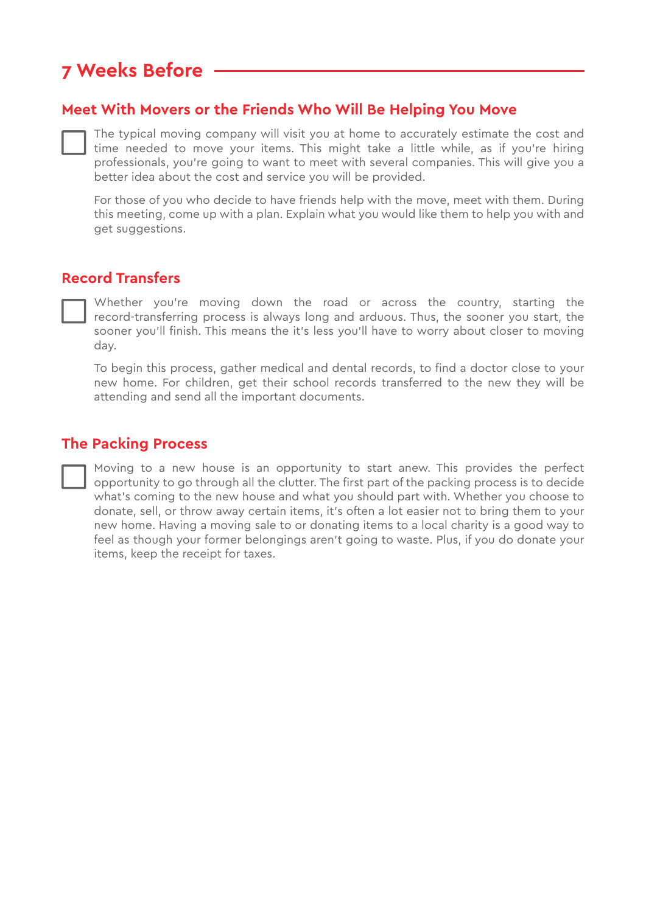## 7 Weeks Before

### Meet With Movers or the Friends Who Will Be Helping You Move

- [ ] The typical moving company will visit you at home to accurately estimate the cost and time needed to move your items. This might take a little while, as if you're hiring professionals, you're going to want to meet with several companies. This will give you a better idea about the cost and service you will be provided.

  For those of you who decide to have friends help with the move, meet with them. During this meeting, come up with a plan. Explain what you would like them to help you with and get suggestions.

### Record Transfers

- [ ] Whether you're moving down the road or across the country, starting the record-transferring process is always long and arduous. Thus, the sooner you start, the sooner you'll finish. This means the it's less you'll have to worry about closer to moving day.

  To begin this process, gather medical and dental records, to find a doctor close to your new home. For children, get their school records transferred to the new they will be attending and send all the important documents.

### The Packing Process

- [ ] Moving to a new house is an opportunity to start anew. This provides the perfect opportunity to go through all the clutter. The first part of the packing process is to decide what's coming to the new house and what you should part with. Whether you choose to donate, sell, or throw away certain items, it's often a lot easier not to bring them to your new home. Having a moving sale to or donating items to a local charity is a good way to feel as though your former belongings aren't going to waste. Plus, if you do donate your items, keep the receipt for taxes.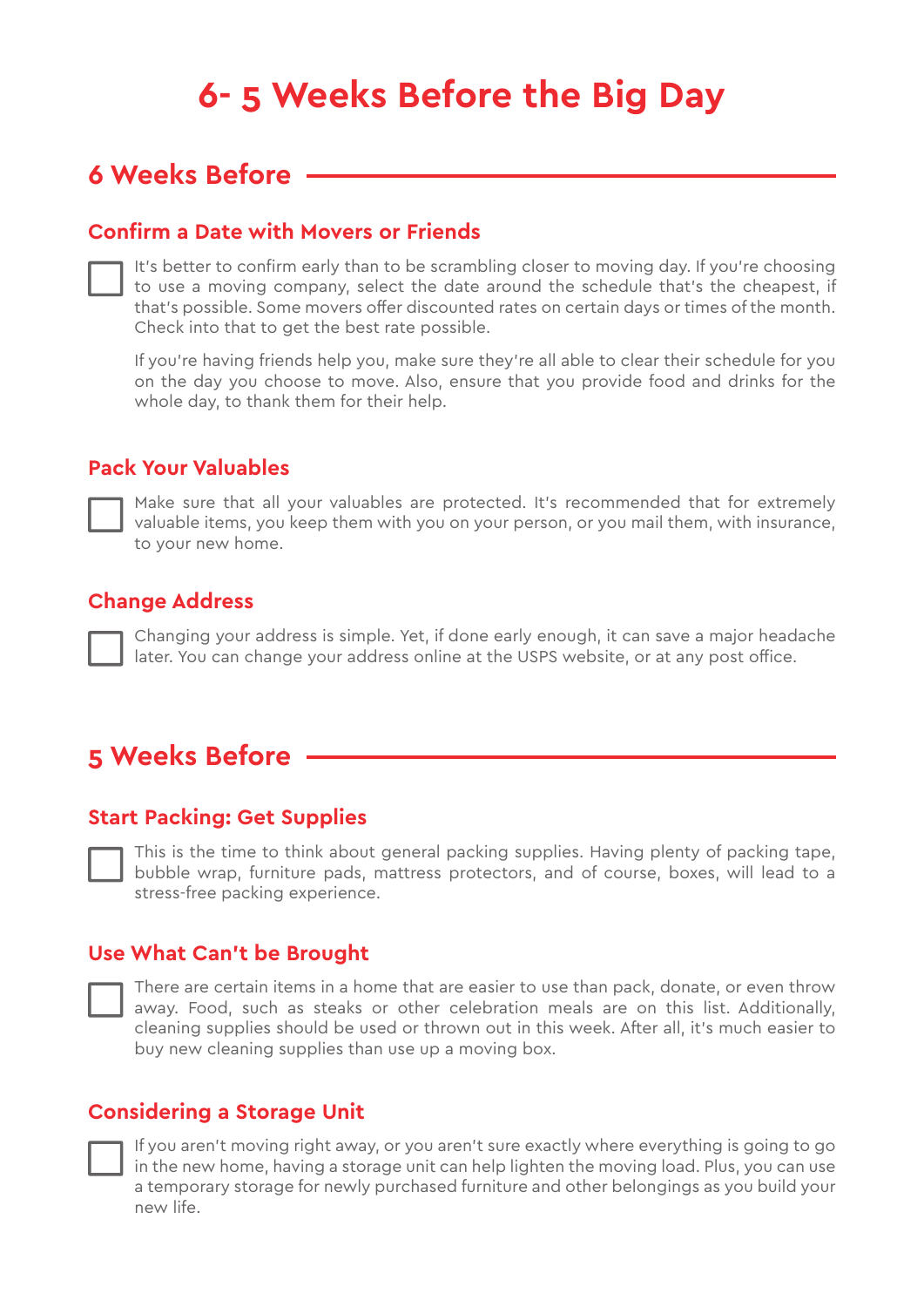# 6- 5 Weeks Before the Big Day

## 6 Weeks Before

### Confirm a Date with Movers or Friends

- [ ] It's better to confirm early than to be scrambling closer to moving day. If you're choosing to use a moving company, select the date around the schedule that's the cheapest, if that's possible. Some movers offer discounted rates on certain days or times of the month. Check into that to get the best rate possible.

  If you're having friends help you, make sure they're all able to clear their schedule for you on the day you choose to move. Also, ensure that you provide food and drinks for the whole day, to thank them for their help.

### Pack Your Valuables

- [ ] Make sure that all your valuables are protected. It's recommended that for extremely valuable items, you keep them with you on your person, or you mail them, with insurance, to your new home.

### Change Address

- [ ] Changing your address is simple. Yet, if done early enough, it can save a major headache later. You can change your address online at the USPS website, or at any post office.

## 5 Weeks Before

### Start Packing: Get Supplies

- [ ] This is the time to think about general packing supplies. Having plenty of packing tape, bubble wrap, furniture pads, mattress protectors, and of course, boxes, will lead to a stress-free packing experience.

### Use What Can't be Brought

- [ ] There are certain items in a home that are easier to use than pack, donate, or even throw away. Food, such as steaks or other celebration meals are on this list. Additionally, cleaning supplies should be used or thrown out in this week. After all, it's much easier to buy new cleaning supplies than use up a moving box.

### Considering a Storage Unit

- [ ] If you aren't moving right away, or you aren't sure exactly where everything is going to go in the new home, having a storage unit can help lighten the moving load. Plus, you can use a temporary storage for newly purchased furniture and other belongings as you build your new life.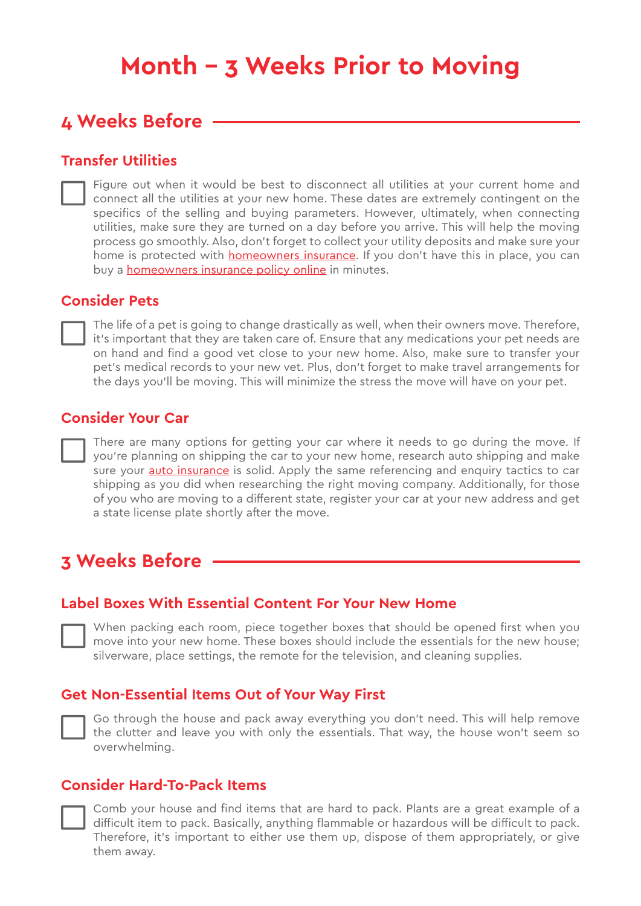# Month – 3 Weeks Prior to Moving

## 4 Weeks Before

### Transfer Utilities

- [ ] Figure out when it would be best to disconnect all utilities at your current home and connect all the utilities at your new home. These dates are extremely contingent on the specifics of the selling and buying parameters. However, ultimately, when connecting utilities, make sure they are turned on a day before you arrive. This will help the moving process go smoothly. Also, don't forget to collect your utility deposits and make sure your home is protected with homeowners insurance. If you don't have this in place, you can buy a homeowners insurance policy online in minutes.

### Consider Pets

- [ ] The life of a pet is going to change drastically as well, when their owners move. Therefore, it's important that they are taken care of. Ensure that any medications your pet needs are on hand and find a good vet close to your new home. Also, make sure to transfer your pet's medical records to your new vet. Plus, don't forget to make travel arrangements for the days you'll be moving. This will minimize the stress the move will have on your pet.

### Consider Your Car

- [ ] There are many options for getting your car where it needs to go during the move. If you're planning on shipping the car to your new home, research auto shipping and make sure your auto insurance is solid. Apply the same referencing and enquiry tactics to car shipping as you did when researching the right moving company. Additionally, for those of you who are moving to a different state, register your car at your new address and get a state license plate shortly after the move.

## 3 Weeks Before

### Label Boxes With Essential Content For Your New Home

- [ ] When packing each room, piece together boxes that should be opened first when you move into your new home. These boxes should include the essentials for the new house; silverware, place settings, the remote for the television, and cleaning supplies.

### Get Non-Essential Items Out of Your Way First

- [ ] Go through the house and pack away everything you don't need. This will help remove the clutter and leave you with only the essentials. That way, the house won't seem so overwhelming.

### Consider Hard-To-Pack Items

- [ ] Comb your house and find items that are hard to pack. Plants are a great example of a difficult item to pack. Basically, anything flammable or hazardous will be difficult to pack. Therefore, it's important to either use them up, dispose of them appropriately, or give them away.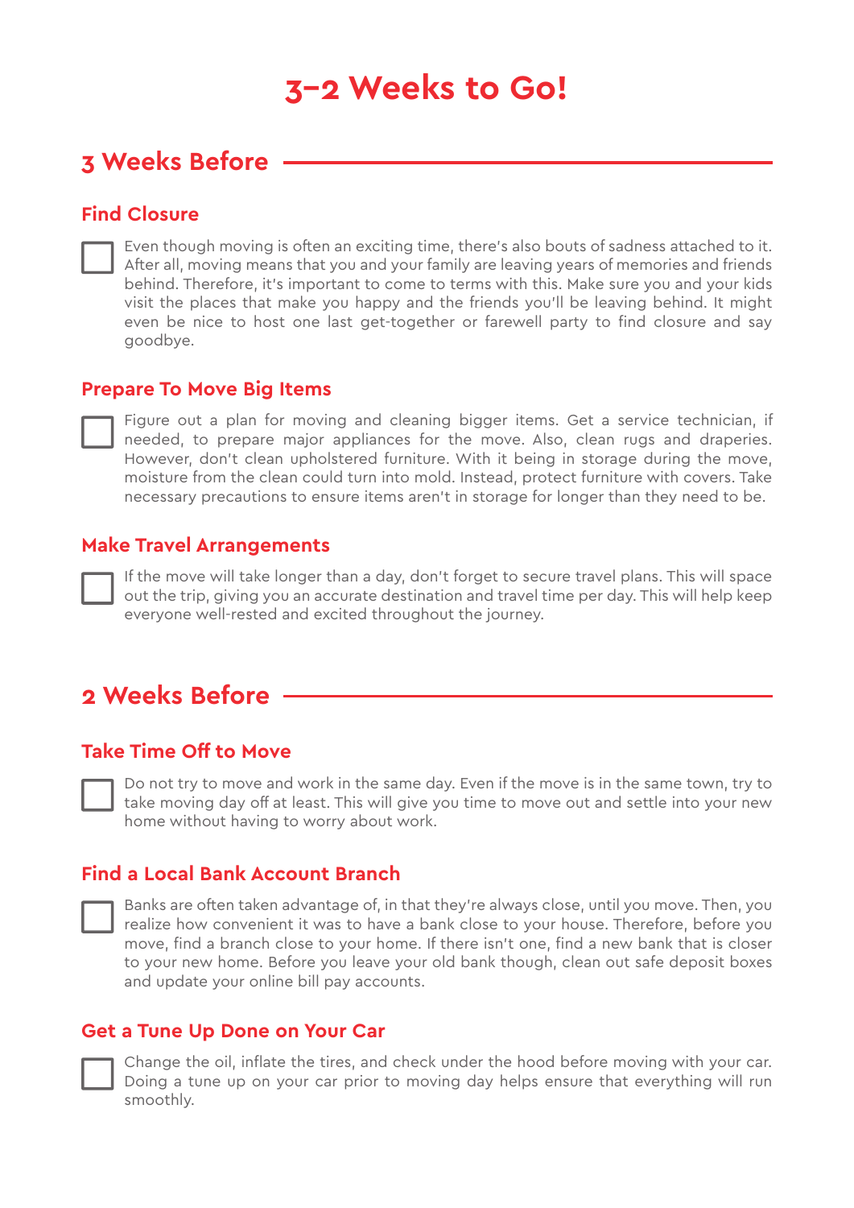# 3–2 Weeks to Go!

## 3 Weeks Before

### Find Closure

- [ ] Even though moving is often an exciting time, there's also bouts of sadness attached to it. After all, moving means that you and your family are leaving years of memories and friends behind. Therefore, it's important to come to terms with this. Make sure you and your kids visit the places that make you happy and the friends you'll be leaving behind. It might even be nice to host one last get-together or farewell party to find closure and say goodbye.

### Prepare To Move Big Items

- [ ] Figure out a plan for moving and cleaning bigger items. Get a service technician, if needed, to prepare major appliances for the move. Also, clean rugs and draperies. However, don't clean upholstered furniture. With it being in storage during the move, moisture from the clean could turn into mold. Instead, protect furniture with covers. Take necessary precautions to ensure items aren't in storage for longer than they need to be.

### Make Travel Arrangements

- [ ] If the move will take longer than a day, don't forget to secure travel plans. This will space out the trip, giving you an accurate destination and travel time per day. This will help keep everyone well-rested and excited throughout the journey.

## 2 Weeks Before

### Take Time Off to Move

- [ ] Do not try to move and work in the same day. Even if the move is in the same town, try to take moving day off at least. This will give you time to move out and settle into your new home without having to worry about work.

### Find a Local Bank Account Branch

- [ ] Banks are often taken advantage of, in that they're always close, until you move. Then, you realize how convenient it was to have a bank close to your house. Therefore, before you move, find a branch close to your home. If there isn't one, find a new bank that is closer to your new home. Before you leave your old bank though, clean out safe deposit boxes and update your online bill pay accounts.

### Get a Tune Up Done on Your Car

- [ ] Change the oil, inflate the tires, and check under the hood before moving with your car. Doing a tune up on your car prior to moving day helps ensure that everything will run smoothly.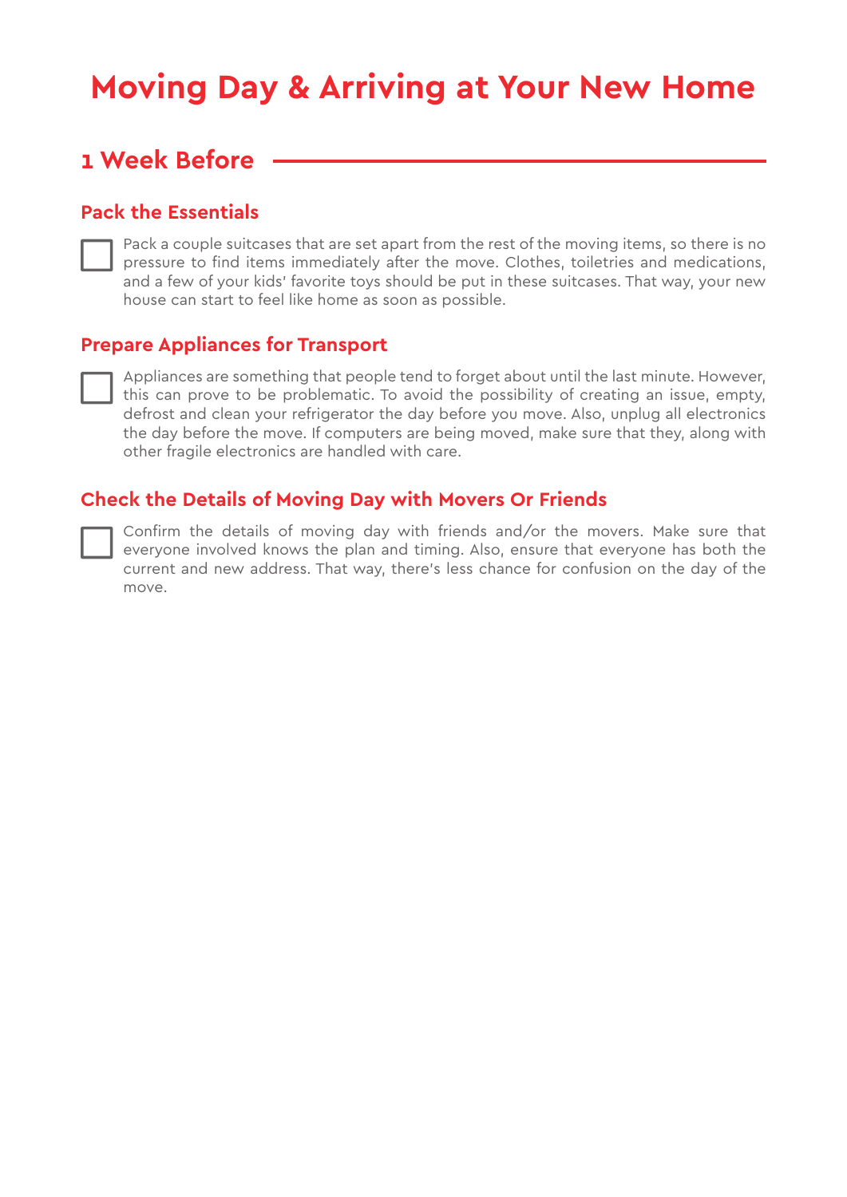# Moving Day & Arriving at Your New Home

## 1 Week Before

### Pack the Essentials

- [ ] Pack a couple suitcases that are set apart from the rest of the moving items, so there is no pressure to find items immediately after the move. Clothes, toiletries and medications, and a few of your kids' favorite toys should be put in these suitcases. That way, your new house can start to feel like home as soon as possible.

### Prepare Appliances for Transport

- [ ] Appliances are something that people tend to forget about until the last minute. However, this can prove to be problematic. To avoid the possibility of creating an issue, empty, defrost and clean your refrigerator the day before you move. Also, unplug all electronics the day before the move. If computers are being moved, make sure that they, along with other fragile electronics are handled with care.

### Check the Details of Moving Day with Movers Or Friends

- [ ] Confirm the details of moving day with friends and/or the movers. Make sure that everyone involved knows the plan and timing. Also, ensure that everyone has both the current and new address. That way, there's less chance for confusion on the day of the move.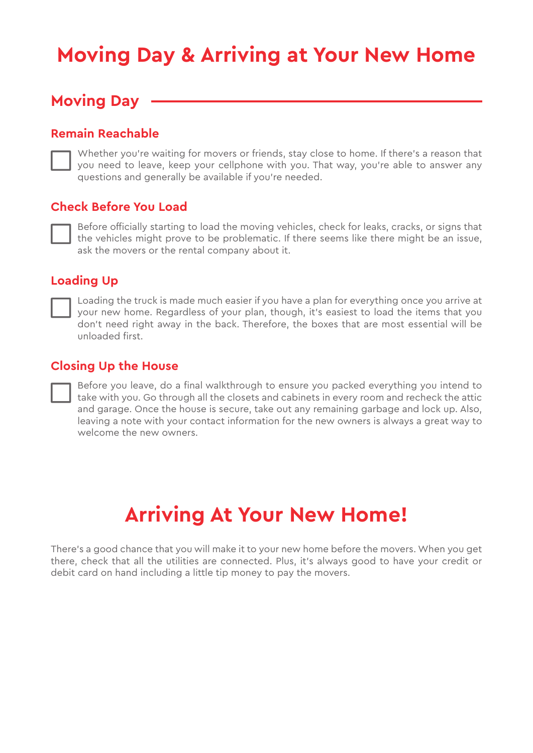# Moving Day & Arriving at Your New Home

## Moving Day

### Remain Reachable

- [ ] Whether you're waiting for movers or friends, stay close to home. If there's a reason that you need to leave, keep your cellphone with you. That way, you're able to answer any questions and generally be available if you're needed.

### Check Before You Load

- [ ] Before officially starting to load the moving vehicles, check for leaks, cracks, or signs that the vehicles might prove to be problematic. If there seems like there might be an issue, ask the movers or the rental company about it.

### Loading Up

- [ ] Loading the truck is made much easier if you have a plan for everything once you arrive at your new home. Regardless of your plan, though, it's easiest to load the items that you don't need right away in the back. Therefore, the boxes that are most essential will be unloaded first.

### Closing Up the House

- [ ] Before you leave, do a final walkthrough to ensure you packed everything you intend to take with you. Go through all the closets and cabinets in every room and recheck the attic and garage. Once the house is secure, take out any remaining garbage and lock up. Also, leaving a note with your contact information for the new owners is always a great way to welcome the new owners.

# Arriving At Your New Home!

There's a good chance that you will make it to your new home before the movers. When you get there, check that all the utilities are connected. Plus, it's always good to have your credit or debit card on hand including a little tip money to pay the movers.